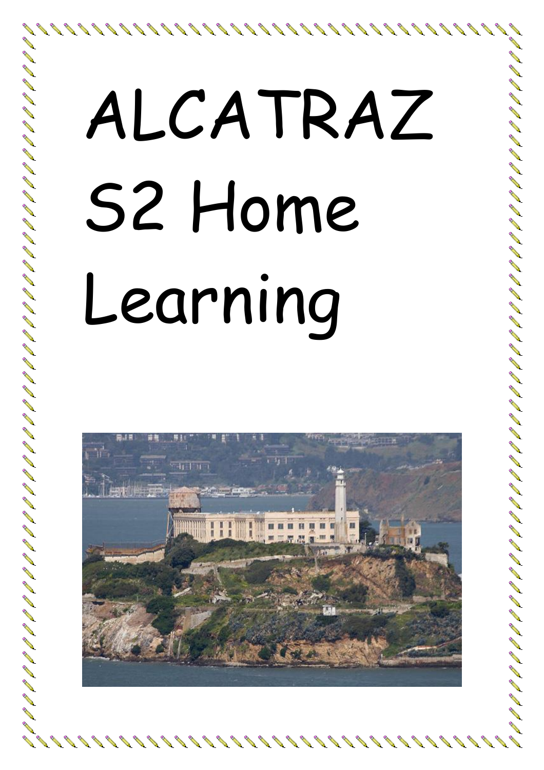# ALCATRAZ S2 Home Learning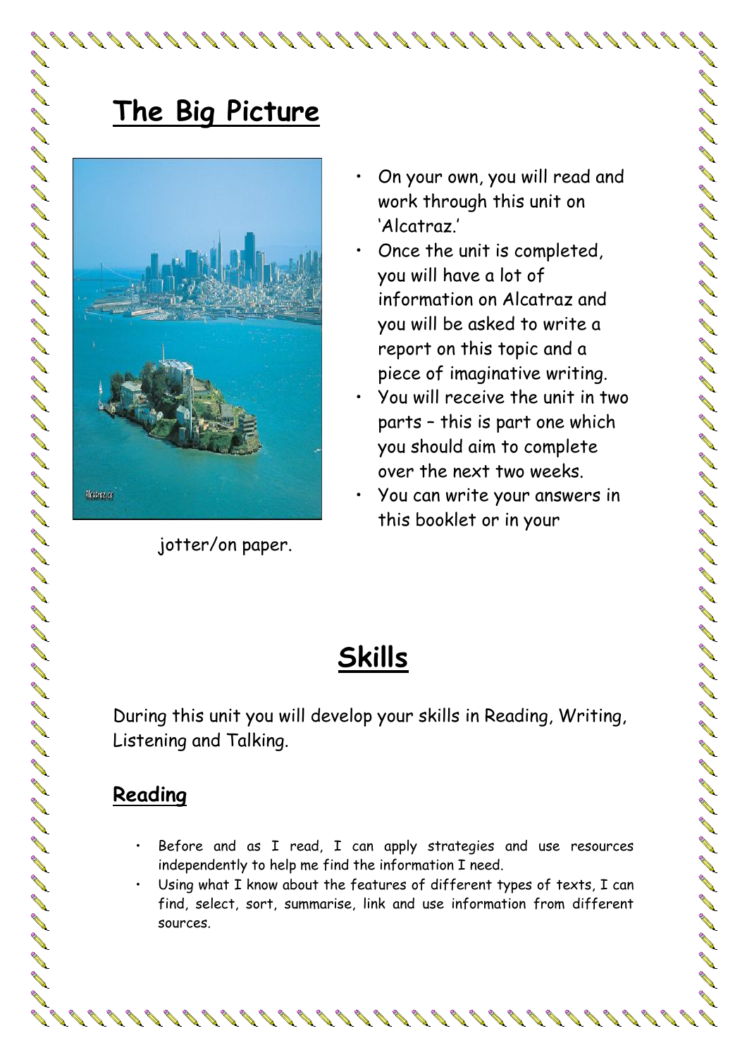# The Big Picture

- On your own, you will read and work through this unit on 'Alcatraz.'
- Once the unit is completed, you will have a lot of information on Alcatraz and you will be asked to write a report on this topic and a piece of imaginative writing.
- You will receive the unit in two parts – this is part one which you should aim to complete over the next two weeks.
- You can write your answers in this booklet or in your jotter/on paper.

# Skills

During this unit you will develop your skills in Reading, Writing, Listening and Talking.

## Reading

- Before and as I read, I can apply strategies and use resources independently to help me find the information I need.
- Using what I know about the features of different types of texts, I can find, select, sort, summarise, link and use information from different sources.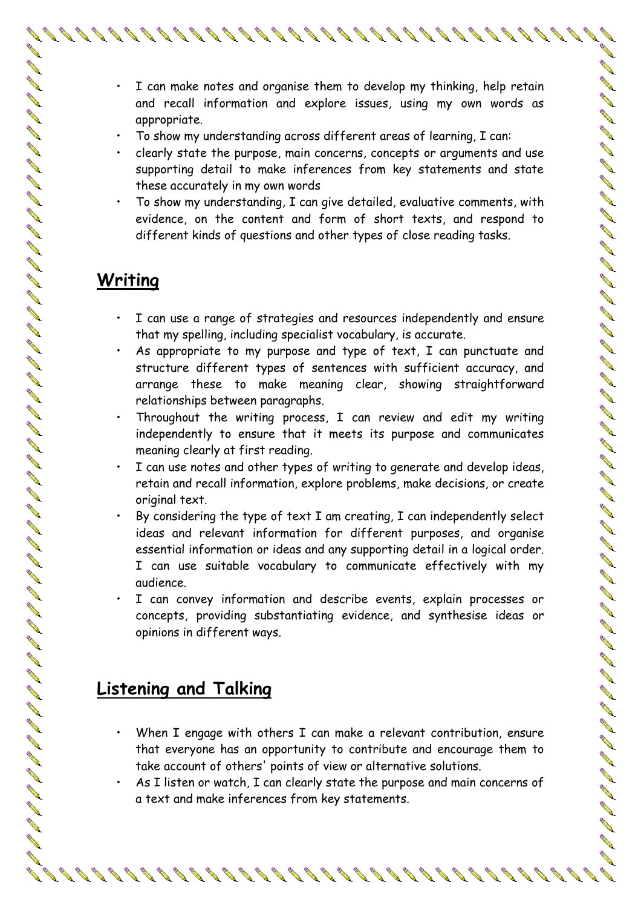- I can make notes and organise them to develop my thinking, help retain and recall information and explore issues, using my own words as appropriate.
- To show my understanding across different areas of learning, I can:
- clearly state the purpose, main concerns, concepts or arguments and use supporting detail to make inferences from key statements and state these accurately in my own words
- To show my understanding, I can give detailed, evaluative comments, with evidence, on the content and form of short texts, and respond to different kinds of questions and other types of close reading tasks.

## Writing

- I can use a range of strategies and resources independently and ensure that my spelling, including specialist vocabulary, is accurate.
- As appropriate to my purpose and type of text, I can punctuate and structure different types of sentences with sufficient accuracy, and arrange these to make meaning clear, showing straightforward relationships between paragraphs.
- Throughout the writing process, I can review and edit my writing independently to ensure that it meets its purpose and communicates meaning clearly at first reading.
- I can use notes and other types of writing to generate and develop ideas, retain and recall information, explore problems, make decisions, or create original text.
- By considering the type of text I am creating, I can independently select ideas and relevant information for different purposes, and organise essential information or ideas and any supporting detail in a logical order. I can use suitable vocabulary to communicate effectively with my audience.
- I can convey information and describe events, explain processes or concepts, providing substantiating evidence, and synthesise ideas or opinions in different ways.

## Listening and Talking

- When I engage with others I can make a relevant contribution, ensure that everyone has an opportunity to contribute and encourage them to take account of others' points of view or alternative solutions.
- As I listen or watch, I can clearly state the purpose and main concerns of a text and make inferences from key statements.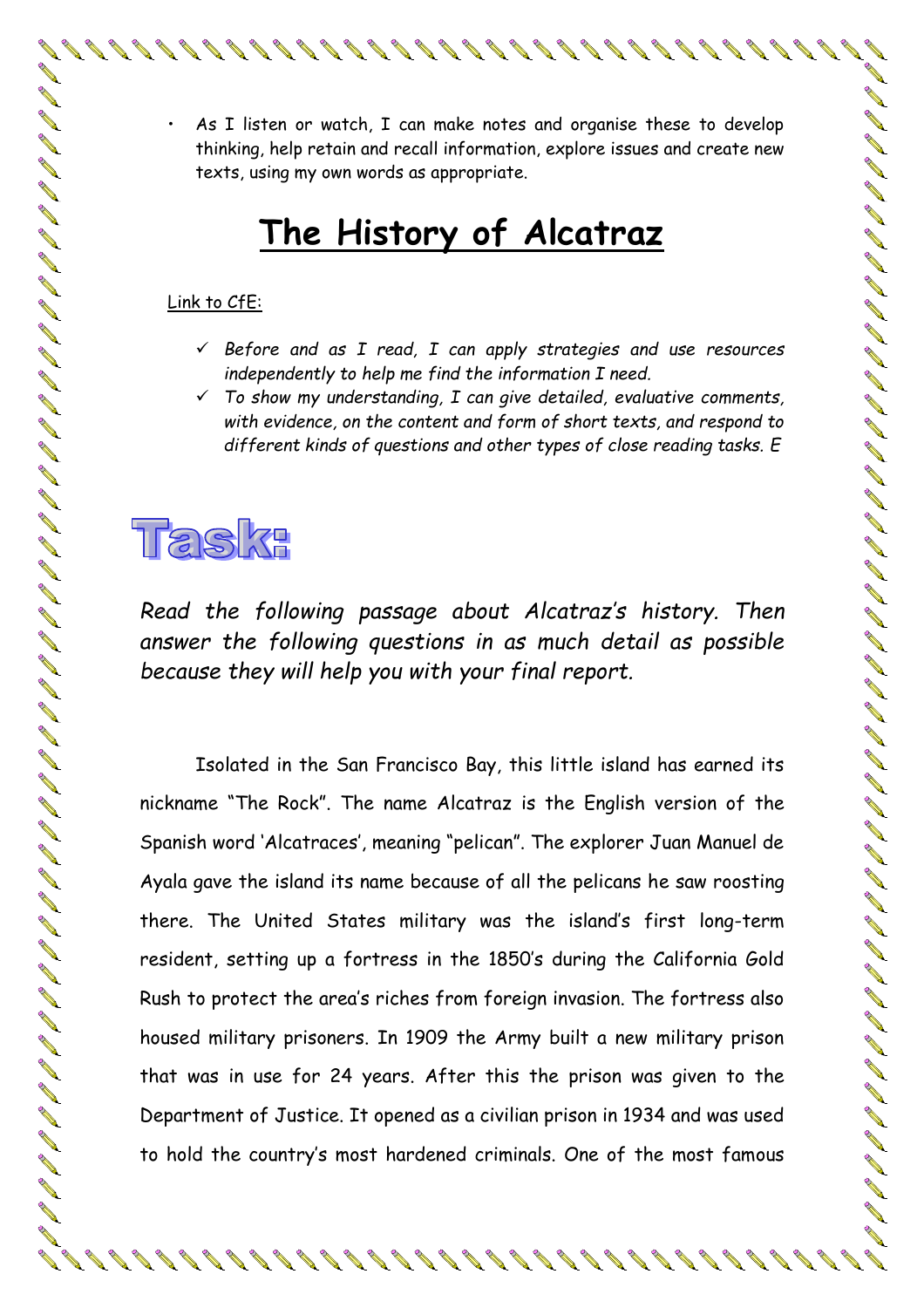- As I listen or watch, I can make notes and organise these to develop thinking, help retain and recall information, explore issues and create new texts, using my own words as appropriate.

# The History of Alcatraz

Link to CfE:

- ✓ *Before and as I read, I can apply strategies and use resources independently to help me find the information I need.*
- ✓ *To show my understanding, I can give detailed, evaluative comments, with evidence, on the content and form of short texts, and respond to different kinds of questions and other types of close reading tasks. E*

## Task:

*Read the following passage about Alcatraz's history. Then answer the following questions in as much detail as possible because they will help you with your final report.*

Isolated in the San Francisco Bay, this little island has earned its nickname "The Rock". The name Alcatraz is the English version of the Spanish word 'Alcatraces', meaning "pelican". The explorer Juan Manuel de Ayala gave the island its name because of all the pelicans he saw roosting there. The United States military was the island's first long-term resident, setting up a fortress in the 1850's during the California Gold Rush to protect the area's riches from foreign invasion. The fortress also housed military prisoners. In 1909 the Army built a new military prison that was in use for 24 years. After this the prison was given to the Department of Justice. It opened as a civilian prison in 1934 and was used to hold the country's most hardened criminals. One of the most famous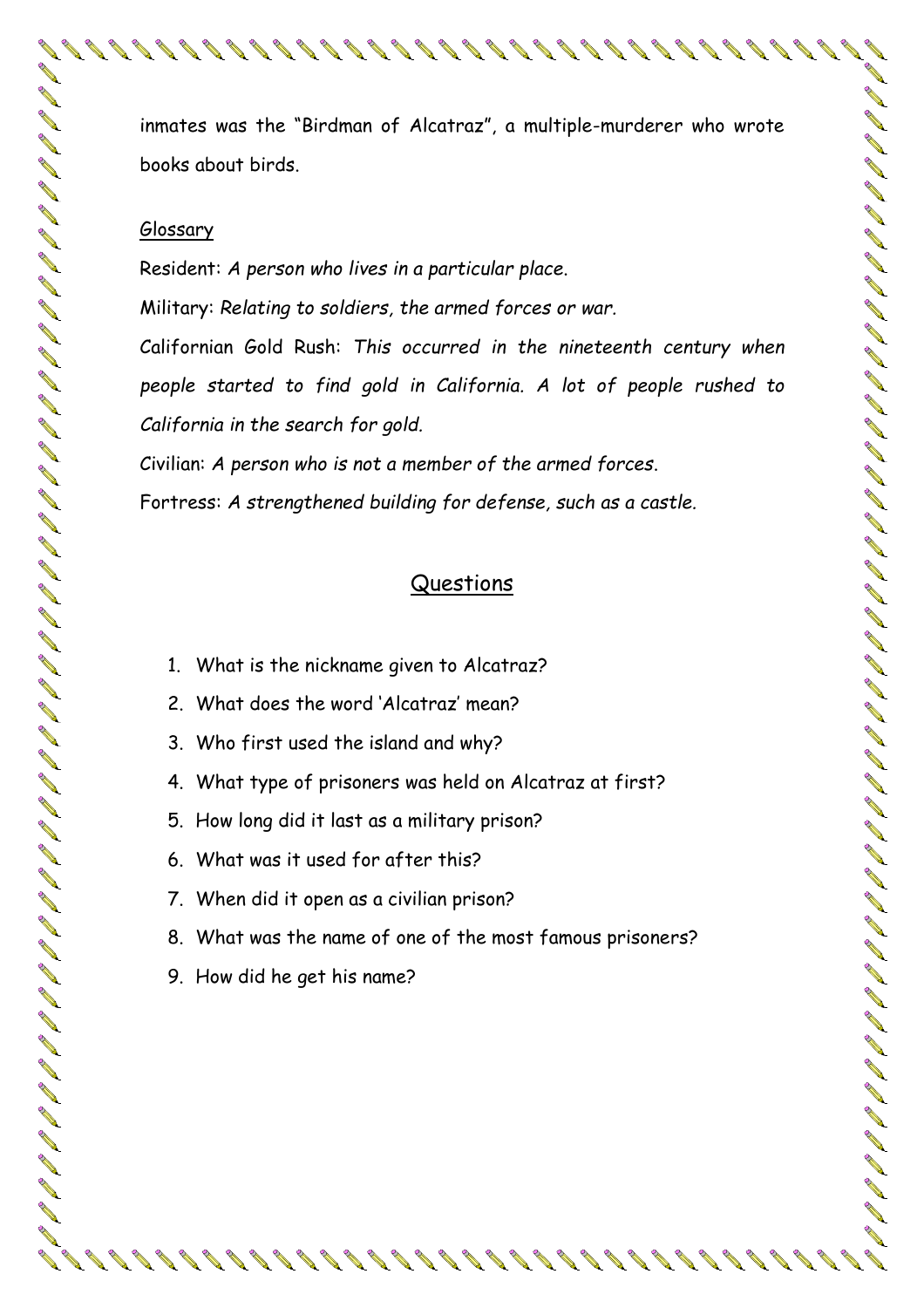inmates was the "Birdman of Alcatraz", a multiple-murderer who wrote books about birds.

Glossary

Resident: *A person who lives in a particular place.*

Military: *Relating to soldiers, the armed forces or war.*

Californian Gold Rush: *This occurred in the nineteenth century when people started to find gold in California. A lot of people rushed to California in the search for gold.*

Civilian: *A person who is not a member of the armed forces.*

Fortress: *A strengthened building for defense, such as a castle.*

## Questions

1. What is the nickname given to Alcatraz?
2. What does the word 'Alcatraz' mean?
3. Who first used the island and why?
4. What type of prisoners was held on Alcatraz at first?
5. How long did it last as a military prison?
6. What was it used for after this?
7. When did it open as a civilian prison?
8. What was the name of one of the most famous prisoners?
9. How did he get his name?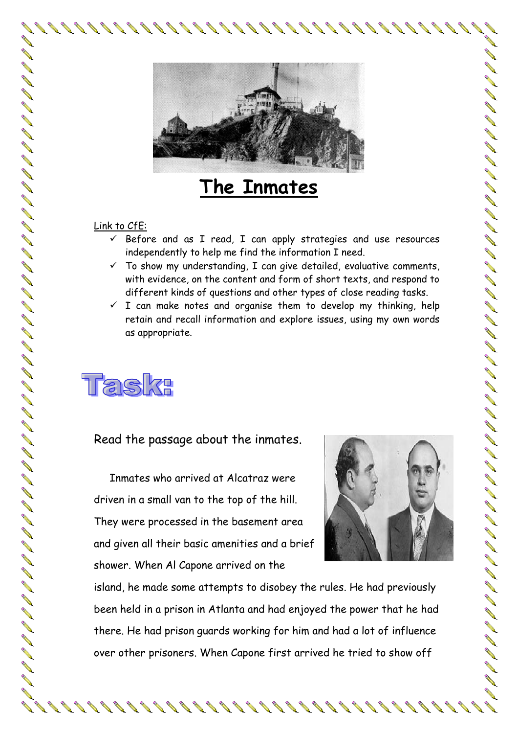# The Inmates

Link to CfE:

- ✓ Before and as I read, I can apply strategies and use resources independently to help me find the information I need.
- ✓ To show my understanding, I can give detailed, evaluative comments, with evidence, on the content and form of short texts, and respond to different kinds of questions and other types of close reading tasks.
- ✓ I can make notes and organise them to develop my thinking, help retain and recall information and explore issues, using my own words as appropriate.

## Task:

Read the passage about the inmates.

Inmates who arrived at Alcatraz were driven in a small van to the top of the hill. They were processed in the basement area and given all their basic amenities and a brief shower. When Al Capone arrived on the island, he made some attempts to disobey the rules. He had previously been held in a prison in Atlanta and had enjoyed the power that he had there. He had prison guards working for him and had a lot of influence over other prisoners. When Capone first arrived he tried to show off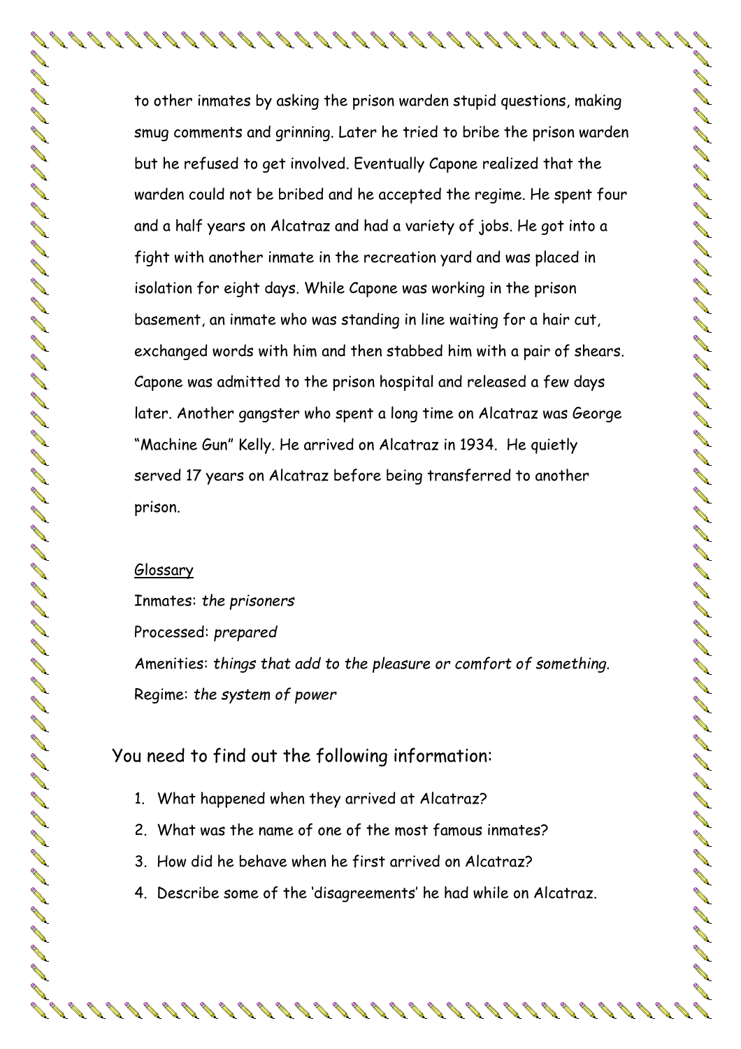to other inmates by asking the prison warden stupid questions, making smug comments and grinning. Later he tried to bribe the prison warden but he refused to get involved. Eventually Capone realized that the warden could not be bribed and he accepted the regime. He spent four and a half years on Alcatraz and had a variety of jobs. He got into a fight with another inmate in the recreation yard and was placed in isolation for eight days. While Capone was working in the prison basement, an inmate who was standing in line waiting for a hair cut, exchanged words with him and then stabbed him with a pair of shears. Capone was admitted to the prison hospital and released a few days later. Another gangster who spent a long time on Alcatraz was George "Machine Gun" Kelly. He arrived on Alcatraz in 1934. He quietly served 17 years on Alcatraz before being transferred to another prison.

Glossary

Inmates: *the prisoners*

Processed: *prepared*

Amenities: *things that add to the pleasure or comfort of something.*

Regime: *the system of power*

You need to find out the following information:

1. What happened when they arrived at Alcatraz?
2. What was the name of one of the most famous inmates?
3. How did he behave when he first arrived on Alcatraz?
4. Describe some of the 'disagreements' he had while on Alcatraz.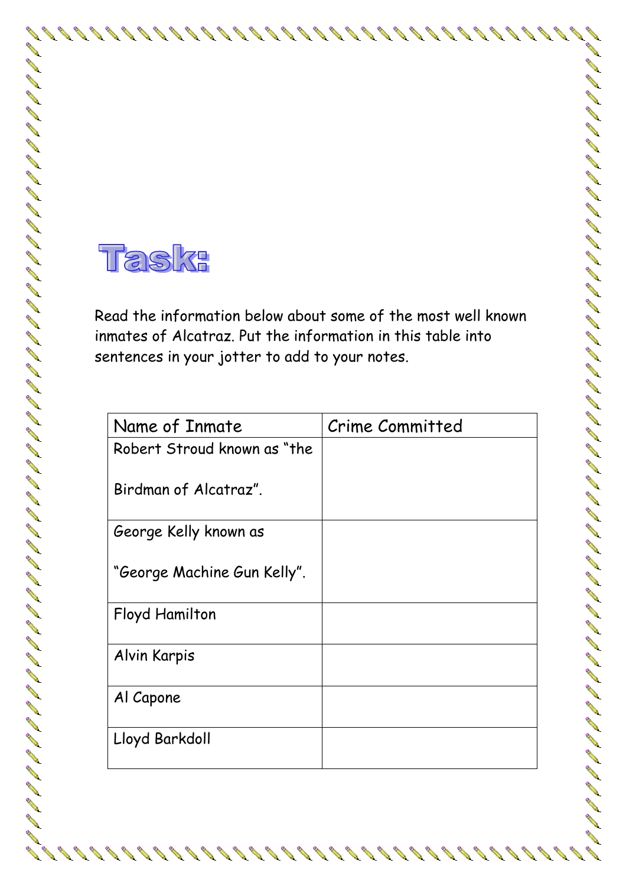# Task:

Read the information below about some of the most well known inmates of Alcatraz. Put the information in this table into sentences in your jotter to add to your notes.

| Name of Inmate | Crime Committed |
| --- | --- |
| Robert Stroud known as "the Birdman of Alcatraz". | |
| George Kelly known as "George Machine Gun Kelly". | |
| Floyd Hamilton | |
| Alvin Karpis | |
| Al Capone | |
| Lloyd Barkdoll | |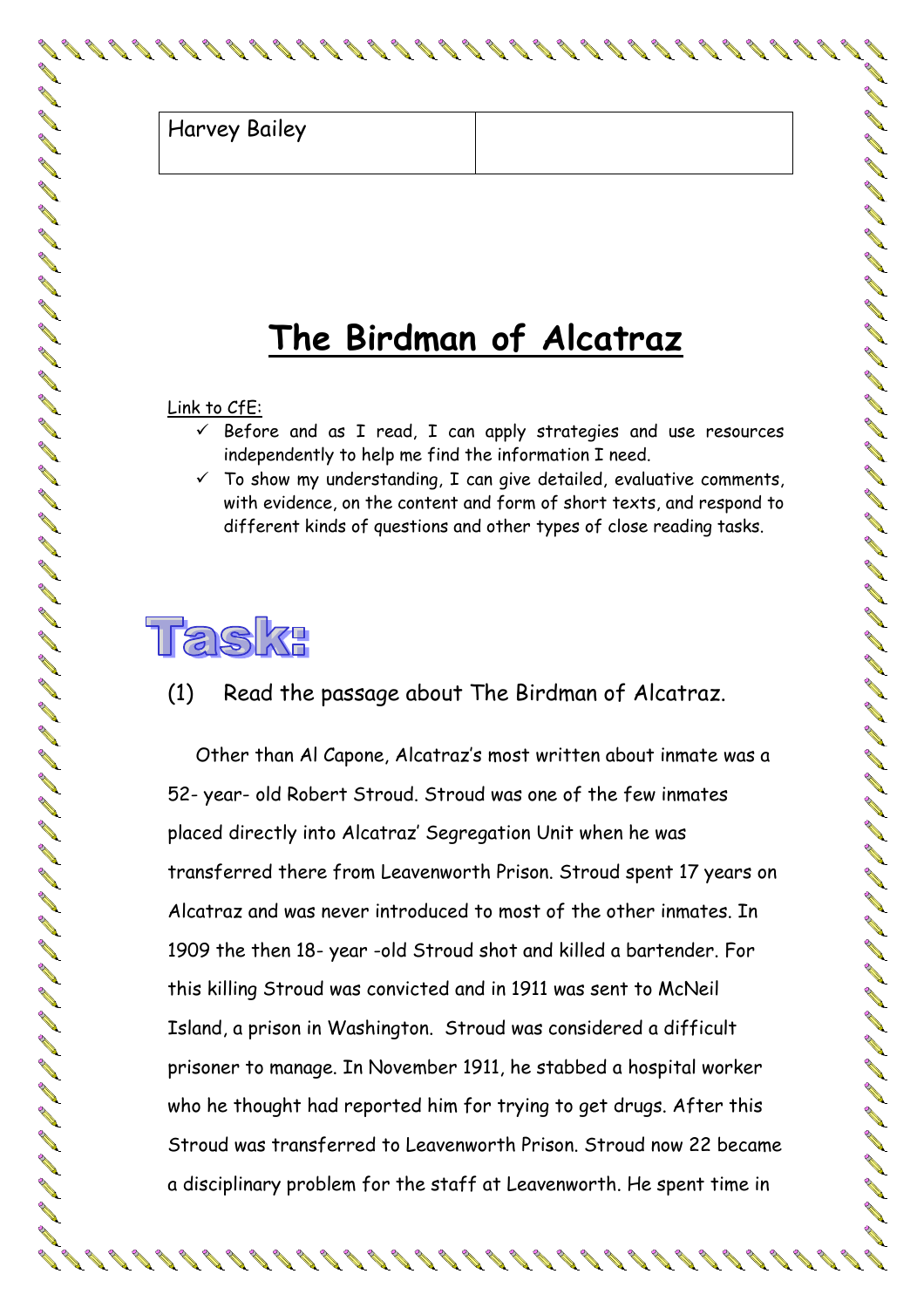| Harvey Bailey | |
|---|---|

# The Birdman of Alcatraz

Link to CfE:

- ✓ Before and as I read, I can apply strategies and use resources independently to help me find the information I need.
- ✓ To show my understanding, I can give detailed, evaluative comments, with evidence, on the content and form of short texts, and respond to different kinds of questions and other types of close reading tasks.

## Task:

(1) Read the passage about The Birdman of Alcatraz.

Other than Al Capone, Alcatraz's most written about inmate was a 52- year- old Robert Stroud. Stroud was one of the few inmates placed directly into Alcatraz' Segregation Unit when he was transferred there from Leavenworth Prison. Stroud spent 17 years on Alcatraz and was never introduced to most of the other inmates. In 1909 the then 18- year -old Stroud shot and killed a bartender. For this killing Stroud was convicted and in 1911 was sent to McNeil Island, a prison in Washington. Stroud was considered a difficult prisoner to manage. In November 1911, he stabbed a hospital worker who he thought had reported him for trying to get drugs. After this Stroud was transferred to Leavenworth Prison. Stroud now 22 became a disciplinary problem for the staff at Leavenworth. He spent time in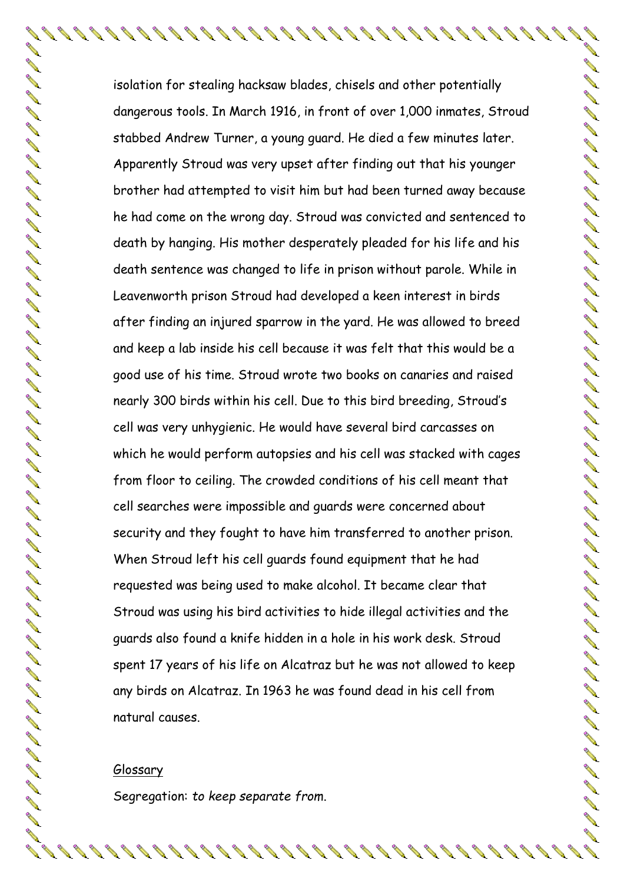isolation for stealing hacksaw blades, chisels and other potentially dangerous tools. In March 1916, in front of over 1,000 inmates, Stroud stabbed Andrew Turner, a young guard. He died a few minutes later. Apparently Stroud was very upset after finding out that his younger brother had attempted to visit him but had been turned away because he had come on the wrong day. Stroud was convicted and sentenced to death by hanging. His mother desperately pleaded for his life and his death sentence was changed to life in prison without parole. While in Leavenworth prison Stroud had developed a keen interest in birds after finding an injured sparrow in the yard. He was allowed to breed and keep a lab inside his cell because it was felt that this would be a good use of his time. Stroud wrote two books on canaries and raised nearly 300 birds within his cell. Due to this bird breeding, Stroud's cell was very unhygienic. He would have several bird carcasses on which he would perform autopsies and his cell was stacked with cages from floor to ceiling. The crowded conditions of his cell meant that cell searches were impossible and guards were concerned about security and they fought to have him transferred to another prison. When Stroud left his cell guards found equipment that he had requested was being used to make alcohol. It became clear that Stroud was using his bird activities to hide illegal activities and the guards also found a knife hidden in a hole in his work desk. Stroud spent 17 years of his life on Alcatraz but he was not allowed to keep any birds on Alcatraz. In 1963 he was found dead in his cell from natural causes.

<u>Glossary</u>

Segregation: *to keep separate from.*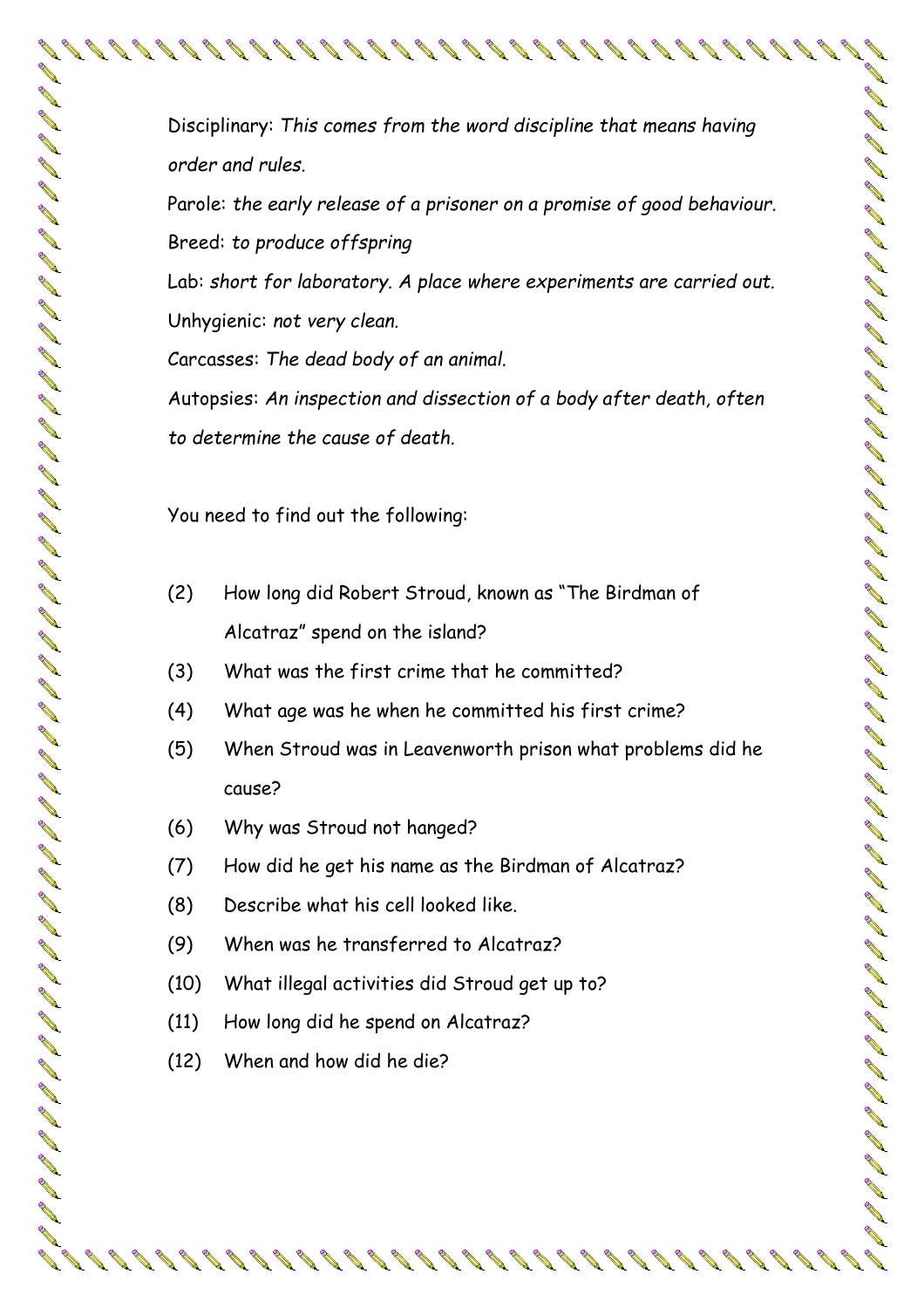Disciplinary: *This comes from the word discipline that means having order and rules.*

Parole: *the early release of a prisoner on a promise of good behaviour.*

Breed: *to produce offspring*

Lab: *short for laboratory. A place where experiments are carried out.*

Unhygienic: *not very clean.*

Carcasses: *The dead body of an animal.*

Autopsies: *An inspection and dissection of a body after death, often to determine the cause of death.*

You need to find out the following:

(2) How long did Robert Stroud, known as "The Birdman of Alcatraz" spend on the island?

(3) What was the first crime that he committed?

(4) What age was he when he committed his first crime?

(5) When Stroud was in Leavenworth prison what problems did he cause?

(6) Why was Stroud not hanged?

(7) How did he get his name as the Birdman of Alcatraz?

(8) Describe what his cell looked like.

(9) When was he transferred to Alcatraz?

(10) What illegal activities did Stroud get up to?

(11) How long did he spend on Alcatraz?

(12) When and how did he die?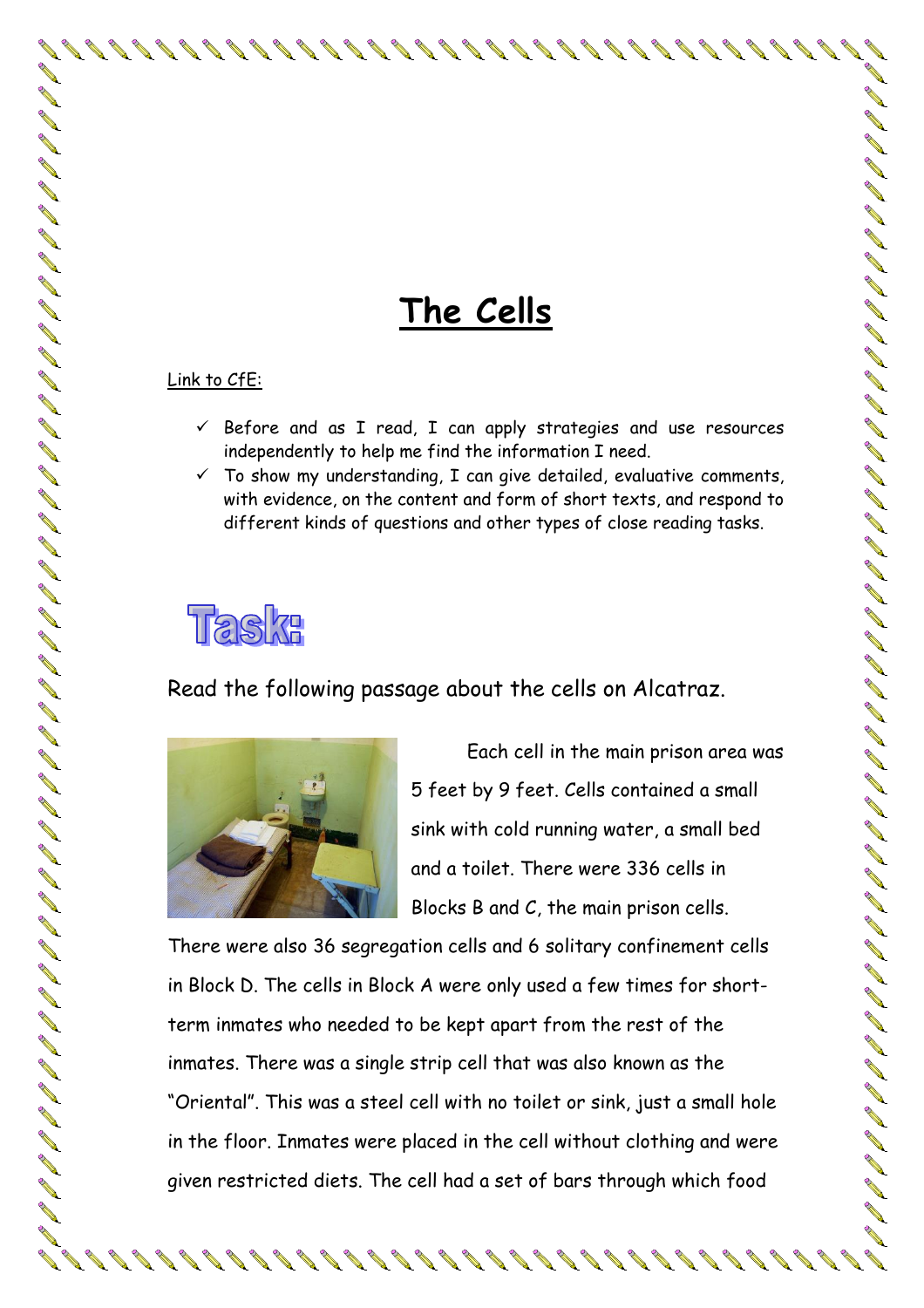# The Cells

Link to CfE:

- ✓ Before and as I read, I can apply strategies and use resources independently to help me find the information I need.
- ✓ To show my understanding, I can give detailed, evaluative comments, with evidence, on the content and form of short texts, and respond to different kinds of questions and other types of close reading tasks.

## Task:

Read the following passage about the cells on Alcatraz.

Each cell in the main prison area was 5 feet by 9 feet. Cells contained a small sink with cold running water, a small bed and a toilet. There were 336 cells in Blocks B and C, the main prison cells. There were also 36 segregation cells and 6 solitary confinement cells in Block D. The cells in Block A were only used a few times for short-term inmates who needed to be kept apart from the rest of the inmates. There was a single strip cell that was also known as the "Oriental". This was a steel cell with no toilet or sink, just a small hole in the floor. Inmates were placed in the cell without clothing and were given restricted diets. The cell had a set of bars through which food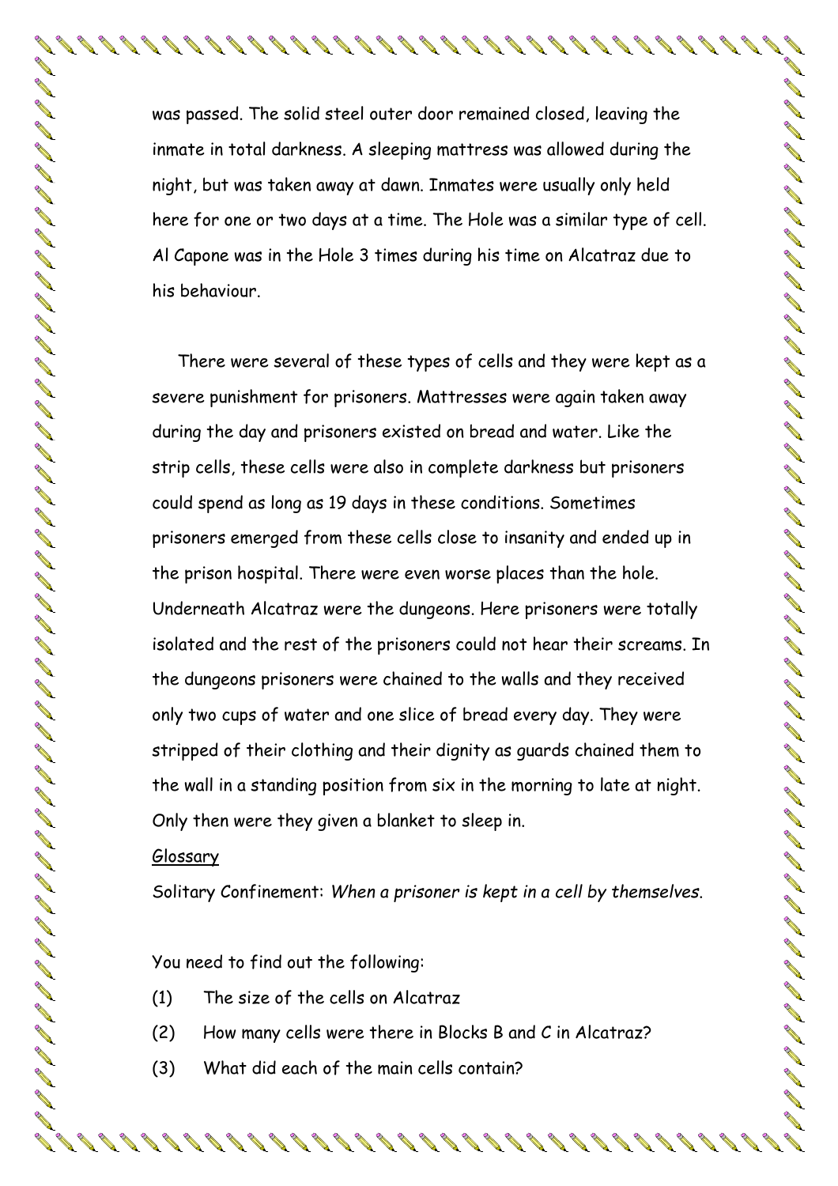was passed. The solid steel outer door remained closed, leaving the inmate in total darkness. A sleeping mattress was allowed during the night, but was taken away at dawn. Inmates were usually only held here for one or two days at a time. The Hole was a similar type of cell. Al Capone was in the Hole 3 times during his time on Alcatraz due to his behaviour.

There were several of these types of cells and they were kept as a severe punishment for prisoners. Mattresses were again taken away during the day and prisoners existed on bread and water. Like the strip cells, these cells were also in complete darkness but prisoners could spend as long as 19 days in these conditions. Sometimes prisoners emerged from these cells close to insanity and ended up in the prison hospital. There were even worse places than the hole. Underneath Alcatraz were the dungeons. Here prisoners were totally isolated and the rest of the prisoners could not hear their screams. In the dungeons prisoners were chained to the walls and they received only two cups of water and one slice of bread every day. They were stripped of their clothing and their dignity as guards chained them to the wall in a standing position from six in the morning to late at night. Only then were they given a blanket to sleep in.

<u>Glossary</u>

Solitary Confinement: *When a prisoner is kept in a cell by themselves.*

You need to find out the following:

(1) The size of the cells on Alcatraz

(2) How many cells were there in Blocks B and C in Alcatraz?

(3) What did each of the main cells contain?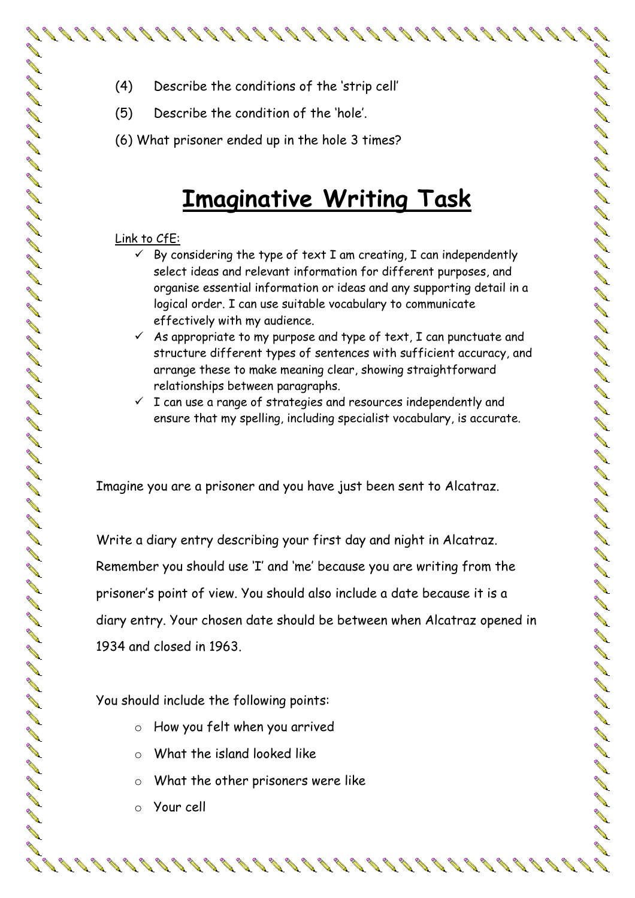(4) Describe the conditions of the 'strip cell'

(5) Describe the condition of the 'hole'.

(6) What prisoner ended up in the hole 3 times?

# Imaginative Writing Task

Link to CfE:

- ✓ By considering the type of text I am creating, I can independently select ideas and relevant information for different purposes, and organise essential information or ideas and any supporting detail in a logical order. I can use suitable vocabulary to communicate effectively with my audience.
- ✓ As appropriate to my purpose and type of text, I can punctuate and structure different types of sentences with sufficient accuracy, and arrange these to make meaning clear, showing straightforward relationships between paragraphs.
- ✓ I can use a range of strategies and resources independently and ensure that my spelling, including specialist vocabulary, is accurate.

Imagine you are a prisoner and you have just been sent to Alcatraz.

Write a diary entry describing your first day and night in Alcatraz. Remember you should use 'I' and 'me' because you are writing from the prisoner's point of view. You should also include a date because it is a diary entry. Your chosen date should be between when Alcatraz opened in 1934 and closed in 1963.

You should include the following points:

- How you felt when you arrived
- What the island looked like
- What the other prisoners were like
- Your cell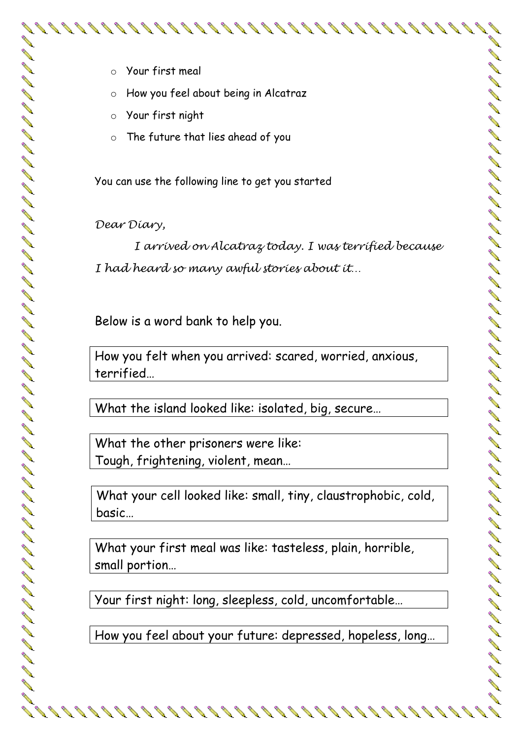- Your first meal
- How you feel about being in Alcatraz
- Your first night
- The future that lies ahead of you

You can use the following line to get you started

*Dear Diary,*

*I arrived on Alcatraz today. I was terrified because I had heard so many awful stories about it…*

Below is a word bank to help you.

| |
|---|
| How you felt when you arrived: scared, worried, anxious, terrified… |

| |
|---|
| What the island looked like: isolated, big, secure… |

| |
|---|
| What the other prisoners were like:<br>Tough, frightening, violent, mean… |

| |
|---|
| What your cell looked like: small, tiny, claustrophobic, cold, basic… |

| |
|---|
| What your first meal was like: tasteless, plain, horrible, small portion… |

| |
|---|
| Your first night: long, sleepless, cold, uncomfortable… |

| |
|---|
| How you feel about your future: depressed, hopeless, long… |